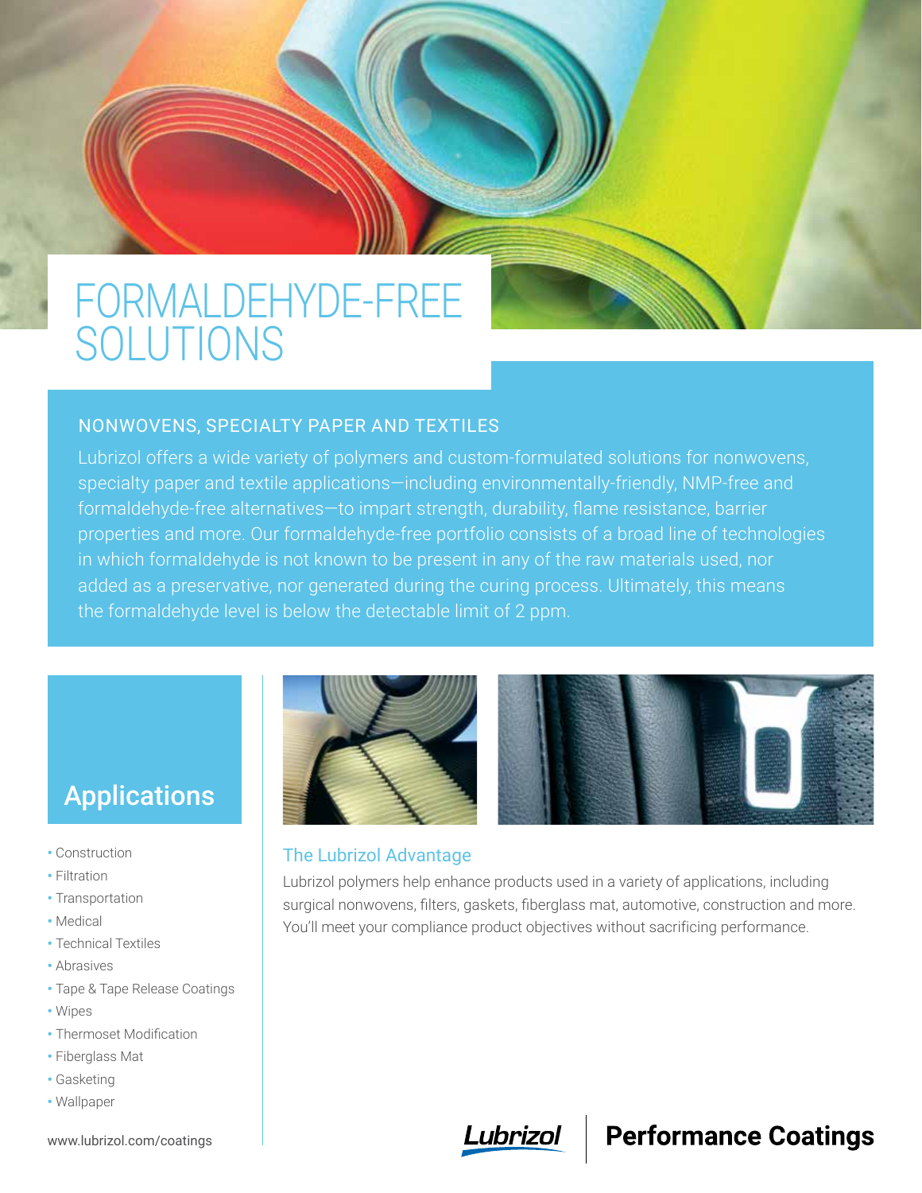# FORMALDEHYDE-FREE SOLUTIONS

## NONWOVENS, SPECIALTY PAPER AND TEXTILES

Lubrizol offers a wide variety of polymers and custom-formulated solutions for nonwovens, specialty paper and textile applications—including environmentally-friendly, NMP-free and formaldehyde-free alternatives—to impart strength, durability, flame resistance, barrier properties and more. Our formaldehyde-free portfolio consists of a broad line of technologies in which formaldehyde is not known to be present in any of the raw materials used, nor added as a preservative, nor generated during the curing process. Ultimately, this means the formaldehyde level is below the detectable limit of 2 ppm.

## Applications

- Construction
- Filtration
- Transportation
- Medical
- Technical Textiles
- Abrasives
- Tape & Tape Release Coatings
- Wipes
- Thermoset Modification
- Fiberglass Mat
- Gasketing
- Wallpaper

www.lubrizol.com/coatings

### The Lubrizol Advantage

Lubrizol polymers help enhance products used in a variety of applications, including surgical nonwovens, filters, gaskets, fiberglass mat, automotive, construction and more. You'll meet your compliance product objectives without sacrificing performance.

Lubrizol | Performance Coatings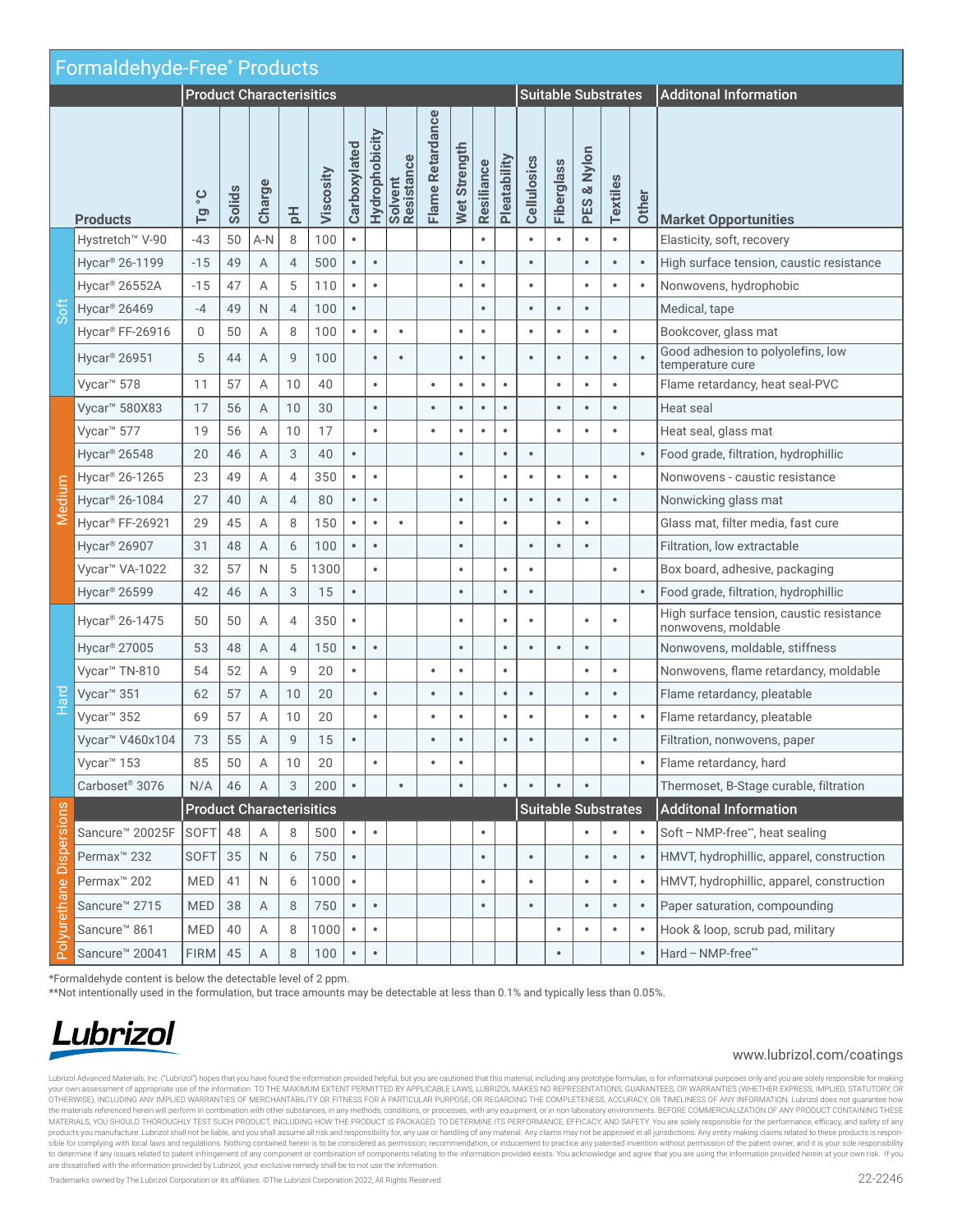# Formaldehyde-Free* Products

| | Products | Tg °C | Solids | Charge | pH | Viscosity | Carboxylated | Hydrophobicity | Solvent Resistance | Flame Retardance | Wet Strength | Resiliance | Pleatability | Cellulosics | Fiberglass | PES & Nylon | Textiles | Other | Market Opportunities |
|---|---|---|---|---|---|---|---|---|---|---|---|---|---|---|---|---|---|---|---|
| | | **Product Characterisitics** | | | | | | | | | | | | **Suitable Substrates** | | | | | **Additonal Information** |
| Soft | Hystretch™ V-90 | -43 | 50 | A-N | 8 | 100 | • | | | | | • | | • | • | • | • | | Elasticity, soft, recovery |
| Soft | Hycar® 26-1199 | -15 | 49 | A | 4 | 500 | • | • | | | • | • | | • | | • | • | • | High surface tension, caustic resistance |
| Soft | Hycar® 26552A | -15 | 47 | A | 5 | 110 | • | • | | | • | • | | • | | • | • | • | Nonwovens, hydrophobic |
| Soft | Hycar® 26469 | -4 | 49 | N | 4 | 100 | • | | | | | • | | • | • | • | | | Medical, tape |
| Soft | Hycar® FF-26916 | 0 | 50 | A | 8 | 100 | • | • | • | | • | • | | • | • | • | • | | Bookcover, glass mat |
| Soft | Hycar® 26951 | 5 | 44 | A | 9 | 100 | | • | • | | • | • | | • | • | • | • | • | Good adhesion to polyolefins, low temperature cure |
| Soft | Vycar™ 578 | 11 | 57 | A | 10 | 40 | | • | | • | • | • | • | | • | • | • | | Flame retardancy, heat seal-PVC |
| Medium | Vycar™ 580X83 | 17 | 56 | A | 10 | 30 | | • | | • | • | • | • | | • | • | • | | Heat seal |
| Medium | Vycar™ 577 | 19 | 56 | A | 10 | 17 | | • | | • | • | • | • | | • | • | • | | Heat seal, glass mat |
| Medium | Hycar® 26548 | 20 | 46 | A | 3 | 40 | • | | | | • | | • | • | | | | • | Food grade, filtration, hydrophillic |
| Medium | Hycar® 26-1265 | 23 | 49 | A | 4 | 350 | • | • | | | • | | • | • | • | • | • | | Nonwovens - caustic resistance |
| Medium | Hycar® 26-1084 | 27 | 40 | A | 4 | 80 | • | • | | | • | | • | • | • | • | • | | Nonwicking glass mat |
| Medium | Hycar® FF-26921 | 29 | 45 | A | 8 | 150 | • | • | • | | • | | • | | • | • | | | Glass mat, filter media, fast cure |
| Medium | Hycar® 26907 | 31 | 48 | A | 6 | 100 | • | • | | | • | | | • | • | • | | | Filtration, low extractable |
| Medium | Vycar™ VA-1022 | 32 | 57 | N | 5 | 1300 | | • | | | • | | • | • | | | • | | Box board, adhesive, packaging |
| Medium | Hycar® 26599 | 42 | 46 | A | 3 | 15 | • | | | | • | | • | • | | | | • | Food grade, filtration, hydrophillic |
| Hard | Hycar® 26-1475 | 50 | 50 | A | 4 | 350 | • | | | | • | | • | • | | • | • | | High surface tension, caustic resistance nonwovens, moldable |
| Hard | Hycar® 27005 | 53 | 48 | A | 4 | 150 | • | • | | | • | | • | • | • | • | | | Nonwovens, moldable, stiffness |
| Hard | Vycar™ TN-810 | 54 | 52 | A | 9 | 20 | • | | | • | • | | • | | | • | • | | Nonwovens, flame retardancy, moldable |
| Hard | Vycar™ 351 | 62 | 57 | A | 10 | 20 | | • | | • | • | | • | • | | • | • | | Flame retardancy, pleatable |
| Hard | Vycar™ 352 | 69 | 57 | A | 10 | 20 | | • | | • | • | | • | • | | • | • | • | Flame retardancy, pleatable |
| Hard | Vycar™ V460x104 | 73 | 55 | A | 9 | 15 | • | | | • | • | | • | • | | • | • | | Filtration, nonwovens, paper |
| Hard | Vycar™ 153 | 85 | 50 | A | 10 | 20 | | • | | • | • | | | | | | | • | Flame retardancy, hard |
| Hard | Carboset® 3076 | N/A | 46 | A | 3 | 200 | • | | • | | • | | • | • | • | • | | | Thermoset, B-Stage curable, filtration |
| | | **Product Characterisitics** | | | | | | | | | | | | **Suitable Substrates** | | | | | **Additonal Information** |
| Polyurethane Dispersions | Sancure™ 20025F | SOFT | 48 | A | 8 | 500 | • | • | | | | • | | | | • | • | • | Soft – NMP-free**, heat sealing |
| Polyurethane Dispersions | Permax™ 232 | SOFT | 35 | N | 6 | 750 | • | | | | | • | | • | | • | • | • | HMVT, hydrophillic, apparel, construction |
| Polyurethane Dispersions | Permax™ 202 | MED | 41 | N | 6 | 1000 | • | | | | | • | | • | | • | • | • | HMVT, hydrophillic, apparel, construction |
| Polyurethane Dispersions | Sancure™ 2715 | MED | 38 | A | 8 | 750 | • | • | | | | • | | • | | • | • | • | Paper saturation, compounding |
| Polyurethane Dispersions | Sancure™ 861 | MED | 40 | A | 8 | 1000 | • | • | | | | | | | • | • | • | • | Hook & loop, scrub pad, military |
| Polyurethane Dispersions | Sancure™ 20041 | FIRM | 45 | A | 8 | 100 | • | • | | | | | | | • | | | • | Hard – NMP-free** |

*Formaldehyde content is below the detectable level of 2 ppm.
**Not intentionally used in the formulation, but trace amounts may be detectable at less than 0.1% and typically less than 0.05%.

Lubrizol

www.lubrizol.com/coatings

Lubrizol Advanced Materials, Inc. ("Lubrizol") hopes that you have found the information provided helpful, but you are cautioned that this material, including any prototype formulas, is for informational purposes only and you are solely responsible for making your own assessment of appropriate use of the information. TO THE MAXIMUM EXTENT PERMITTED BY APPLICABLE LAWS, LUBRIZOL MAKES NO REPRESENTATIONS, GUARANTEES, OR WARRANTIES (WHETHER EXPRESS, IMPLIED, STATUTORY, OR OTHERWISE), INCLUDING ANY IMPLIED WARRANTIES OF MERCHANTABILITY OR FITNESS FOR A PARTICULAR PURPOSE, OR REGARDING THE COMPLETENESS, ACCURACY, OR TIMELINESS OF ANY INFORMATION. Lubrizol does not guarantee how the materials referenced herein will perform in combination with other substances, in any methods, conditions, or processes, with any equipment, or in non-laboratory environments. BEFORE COMMERCIALIZATION OF ANY PRODUCT CONTAINING THESE MATERIALS, YOU SHOULD THOROUGHLY TEST SUCH PRODUCT, INCLUDING HOW THE PRODUCT IS PACKAGED, TO DETERMINE ITS PERFORMANCE, EFFICACY, AND SAFETY. You are solely responsible for the performance, efficacy, and safety of any products you manufacture. Lubrizol shall not be liable, and you shall assume all risk and responsibility for, any use or handling of any material. Any claims may not be approved in all jurisdictions. Any entity making claims related to these products is responsible for complying with local laws and regulations. Nothing contained herein is to be considered as permission, recommendation, or inducement to practice any patented invention without permission of the patent owner, and it is your sole responsibility to determine if any issues related to patent infringement of any component or combination of components relating to the information provided exists. You acknowledge and agree that you are using the information provided herein at your own risk. If you are dissatisfied with the information provided by Lubrizol, your exclusive remedy shall be to not use the information.

Trademarks owned by The Lubrizol Corporation or its affiliates. ©The Lubrizol Corporation 2022, All Rights Reserved.

22-2246